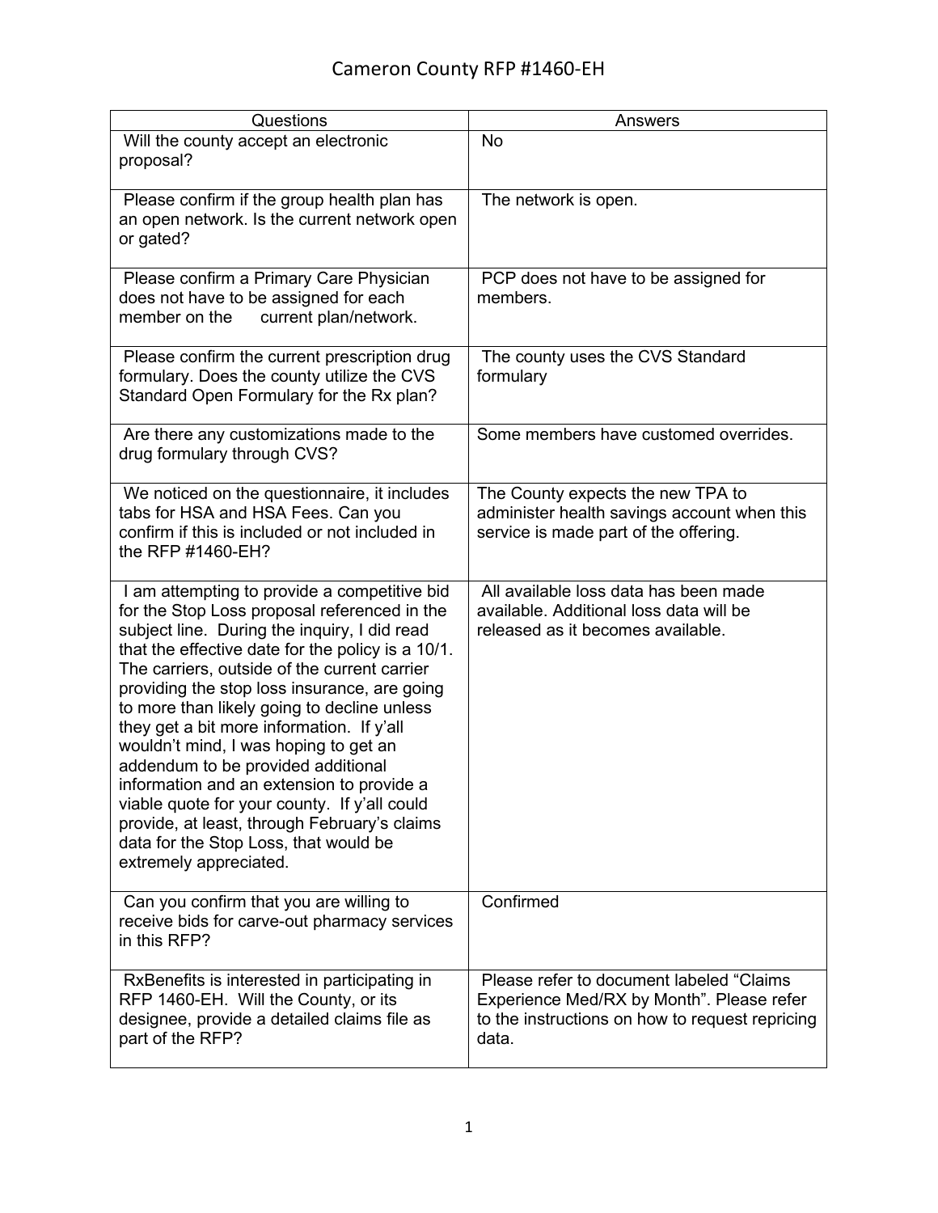# Cameron County RFP #1460-EH

| Questions | Answers |
| --- | --- |
| Will the county accept an electronic proposal? | No |
| Please confirm if the group health plan has an open network. Is the current network open or gated? | The network is open. |
| Please confirm a Primary Care Physician does not have to be assigned for each member on the current plan/network. | PCP does not have to be assigned for members. |
| Please confirm the current prescription drug formulary. Does the county utilize the CVS Standard Open Formulary for the Rx plan? | The county uses the CVS Standard formulary |
| Are there any customizations made to the drug formulary through CVS? | Some members have customed overrides. |
| We noticed on the questionnaire, it includes tabs for HSA and HSA Fees. Can you confirm if this is included or not included in the RFP #1460-EH? | The County expects the new TPA to administer health savings account when this service is made part of the offering. |
| I am attempting to provide a competitive bid for the Stop Loss proposal referenced in the subject line. During the inquiry, I did read that the effective date for the policy is a 10/1. The carriers, outside of the current carrier providing the stop loss insurance, are going to more than likely going to decline unless they get a bit more information. If y'all wouldn't mind, I was hoping to get an addendum to be provided additional information and an extension to provide a viable quote for your county. If y'all could provide, at least, through February's claims data for the Stop Loss, that would be extremely appreciated. | All available loss data has been made available. Additional loss data will be released as it becomes available. |
| Can you confirm that you are willing to receive bids for carve-out pharmacy services in this RFP? | Confirmed |
| RxBenefits is interested in participating in RFP 1460-EH. Will the County, or its designee, provide a detailed claims file as part of the RFP? | Please refer to document labeled "Claims Experience Med/RX by Month". Please refer to the instructions on how to request repricing data. |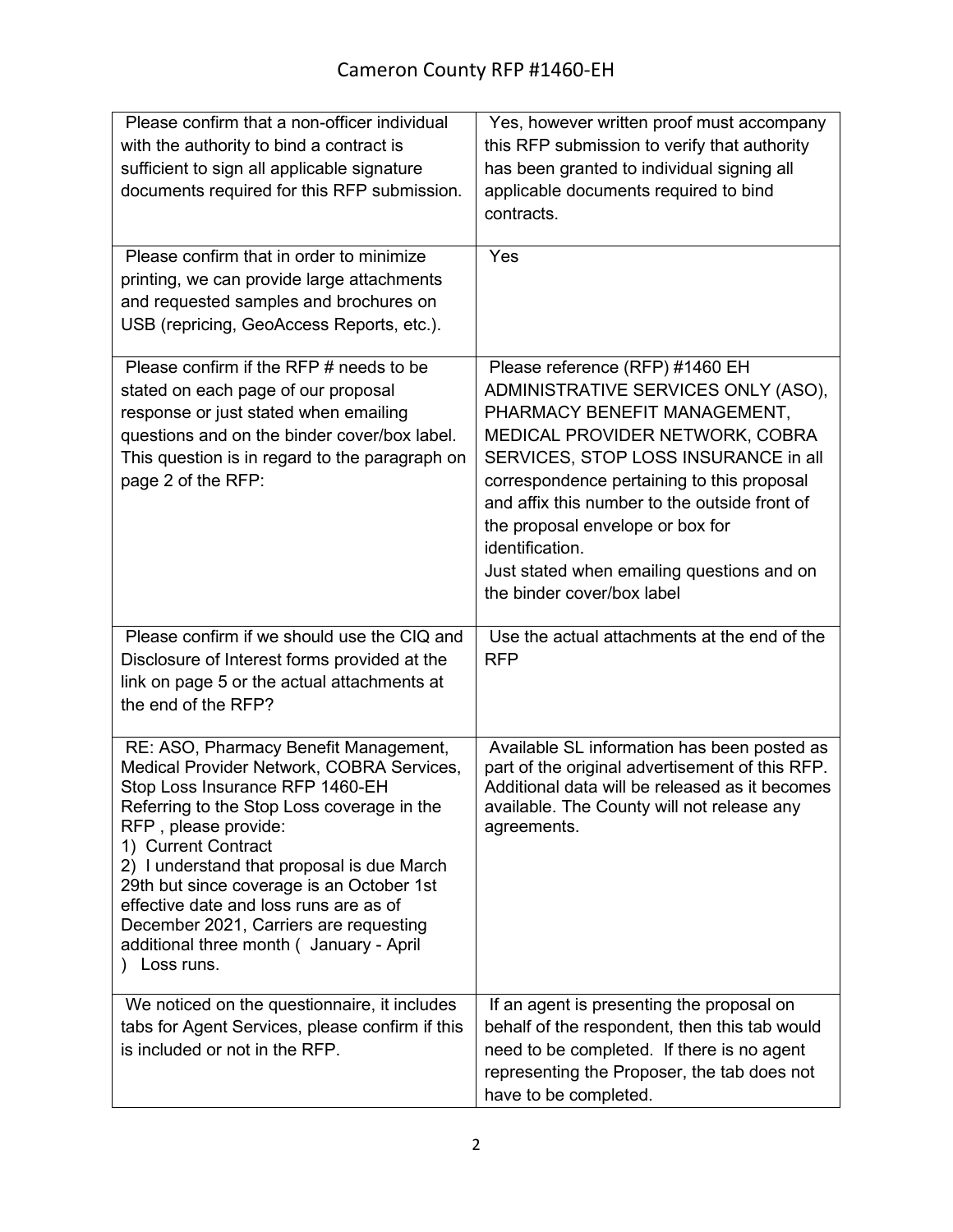| | |
|---|---|
| Please confirm that a non-officer individual with the authority to bind a contract is sufficient to sign all applicable signature documents required for this RFP submission. | Yes, however written proof must accompany this RFP submission to verify that authority has been granted to individual signing all applicable documents required to bind contracts. |
| Please confirm that in order to minimize printing, we can provide large attachments and requested samples and brochures on USB (repricing, GeoAccess Reports, etc.). | Yes |
| Please confirm if the RFP # needs to be stated on each page of our proposal response or just stated when emailing questions and on the binder cover/box label. This question is in regard to the paragraph on page 2 of the RFP: | Please reference (RFP) #1460 EH ADMINISTRATIVE SERVICES ONLY (ASO), PHARMACY BENEFIT MANAGEMENT, MEDICAL PROVIDER NETWORK, COBRA SERVICES, STOP LOSS INSURANCE in all correspondence pertaining to this proposal and affix this number to the outside front of the proposal envelope or box for identification.<br>Just stated when emailing questions and on the binder cover/box label |
| Please confirm if we should use the CIQ and Disclosure of Interest forms provided at the link on page 5 or the actual attachments at the end of the RFP? | Use the actual attachments at the end of the RFP |
| RE: ASO, Pharmacy Benefit Management, Medical Provider Network, COBRA Services, Stop Loss Insurance RFP 1460-EH<br>Referring to the Stop Loss coverage in the RFP , please provide:<br>1) Current Contract<br>2) I understand that proposal is due March 29th but since coverage is an October 1st effective date and loss runs are as of December 2021, Carriers are requesting additional three month ( January - April ) Loss runs. | Available SL information has been posted as part of the original advertisement of this RFP. Additional data will be released as it becomes available. The County will not release any agreements. |
| We noticed on the questionnaire, it includes tabs for Agent Services, please confirm if this is included or not in the RFP. | If an agent is presenting the proposal on behalf of the respondent, then this tab would need to be completed. If there is no agent representing the Proposer, the tab does not have to be completed. |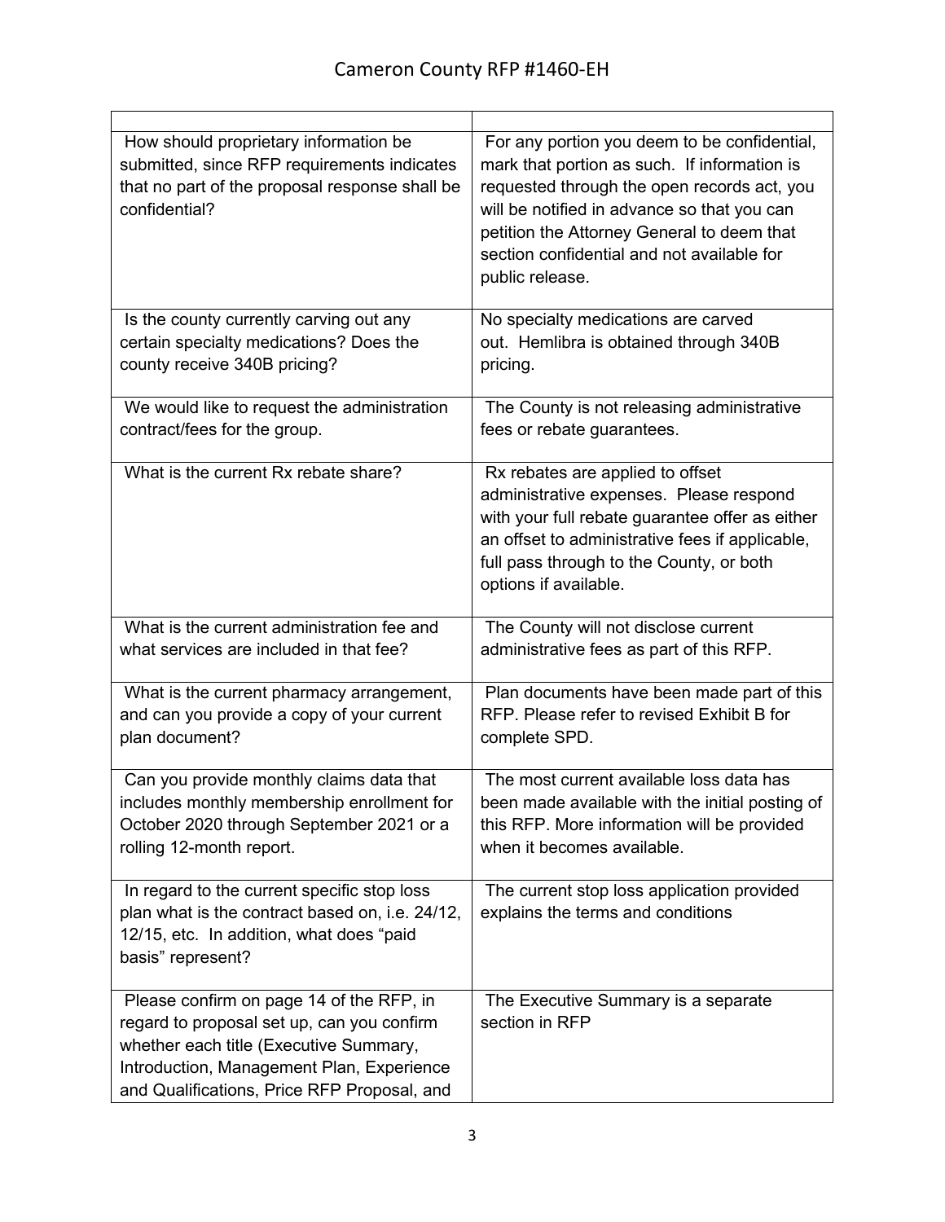| | |
|---|---|
| How should proprietary information be submitted, since RFP requirements indicates that no part of the proposal response shall be confidential? | For any portion you deem to be confidential, mark that portion as such. If information is requested through the open records act, you will be notified in advance so that you can petition the Attorney General to deem that section confidential and not available for public release. |
| Is the county currently carving out any certain specialty medications? Does the county receive 340B pricing? | No specialty medications are carved out. Hemlibra is obtained through 340B pricing. |
| We would like to request the administration contract/fees for the group. | The County is not releasing administrative fees or rebate guarantees. |
| What is the current Rx rebate share? | Rx rebates are applied to offset administrative expenses. Please respond with your full rebate guarantee offer as either an offset to administrative fees if applicable, full pass through to the County, or both options if available. |
| What is the current administration fee and what services are included in that fee? | The County will not disclose current administrative fees as part of this RFP. |
| What is the current pharmacy arrangement, and can you provide a copy of your current plan document? | Plan documents have been made part of this RFP. Please refer to revised Exhibit B for complete SPD. |
| Can you provide monthly claims data that includes monthly membership enrollment for October 2020 through September 2021 or a rolling 12-month report. | The most current available loss data has been made available with the initial posting of this RFP. More information will be provided when it becomes available. |
| In regard to the current specific stop loss plan what is the contract based on, i.e. 24/12, 12/15, etc. In addition, what does "paid basis" represent? | The current stop loss application provided explains the terms and conditions |
| Please confirm on page 14 of the RFP, in regard to proposal set up, can you confirm whether each title (Executive Summary, Introduction, Management Plan, Experience and Qualifications, Price RFP Proposal, and | The Executive Summary is a separate section in RFP |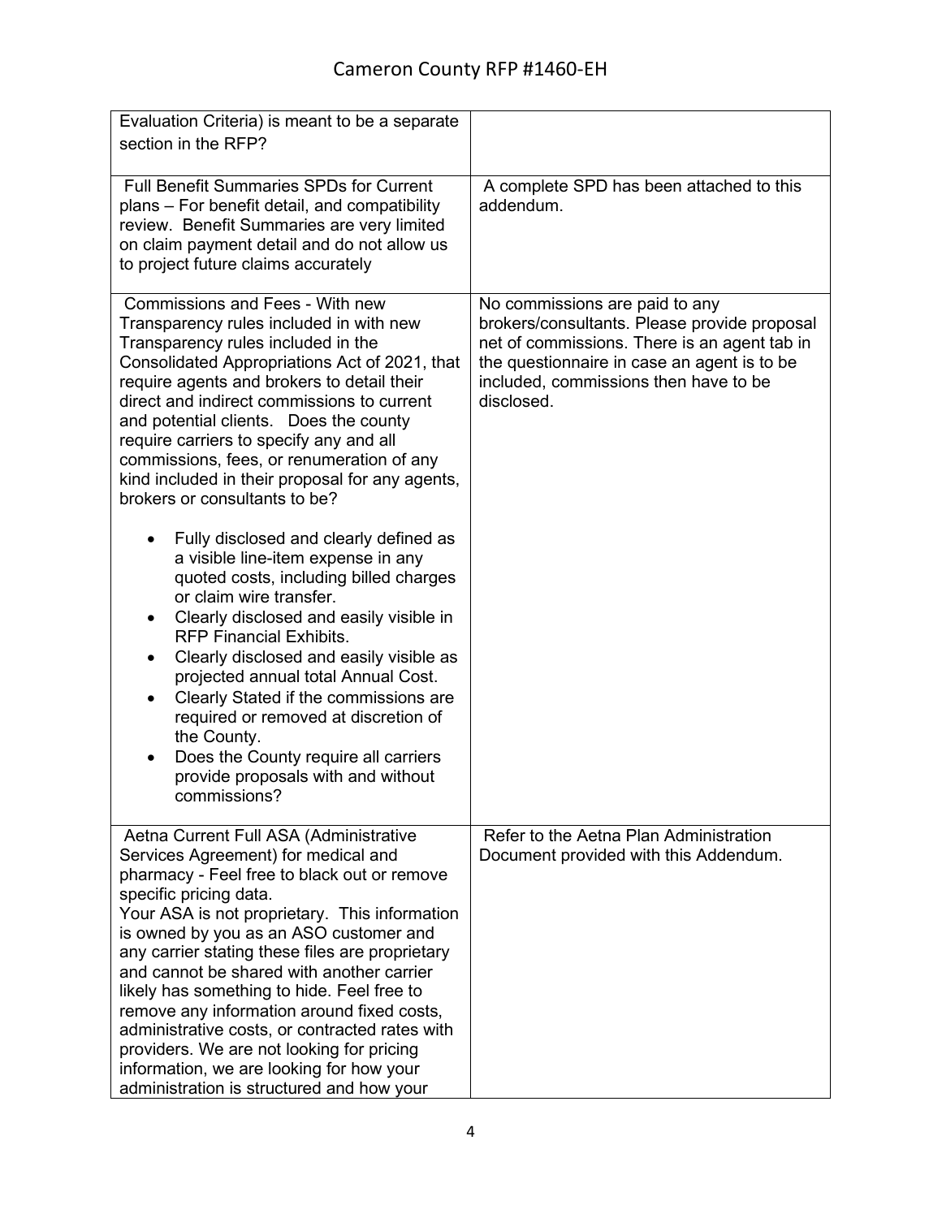| | |
|---|---|
| Evaluation Criteria) is meant to be a separate section in the RFP? | |
| Full Benefit Summaries SPDs for Current plans – For benefit detail, and compatibility review. Benefit Summaries are very limited on claim payment detail and do not allow us to project future claims accurately | A complete SPD has been attached to this addendum. |
| Commissions and Fees - With new Transparency rules included in with new Transparency rules included in the Consolidated Appropriations Act of 2021, that require agents and brokers to detail their direct and indirect commissions to current and potential clients. Does the county require carriers to specify any and all commissions, fees, or renumeration of any kind included in their proposal for any agents, brokers or consultants to be?<br><br>• Fully disclosed and clearly defined as a visible line-item expense in any quoted costs, including billed charges or claim wire transfer.<br>• Clearly disclosed and easily visible in RFP Financial Exhibits.<br>• Clearly disclosed and easily visible as projected annual total Annual Cost.<br>• Clearly Stated if the commissions are required or removed at discretion of the County.<br>• Does the County require all carriers provide proposals with and without commissions? | No commissions are paid to any brokers/consultants. Please provide proposal net of commissions. There is an agent tab in the questionnaire in case an agent is to be included, commissions then have to be disclosed. |
| Aetna Current Full ASA (Administrative Services Agreement) for medical and pharmacy - Feel free to black out or remove specific pricing data.<br>Your ASA is not proprietary. This information is owned by you as an ASO customer and any carrier stating these files are proprietary and cannot be shared with another carrier likely has something to hide. Feel free to remove any information around fixed costs, administrative costs, or contracted rates with providers. We are not looking for pricing information, we are looking for how your administration is structured and how your | Refer to the Aetna Plan Administration Document provided with this Addendum. |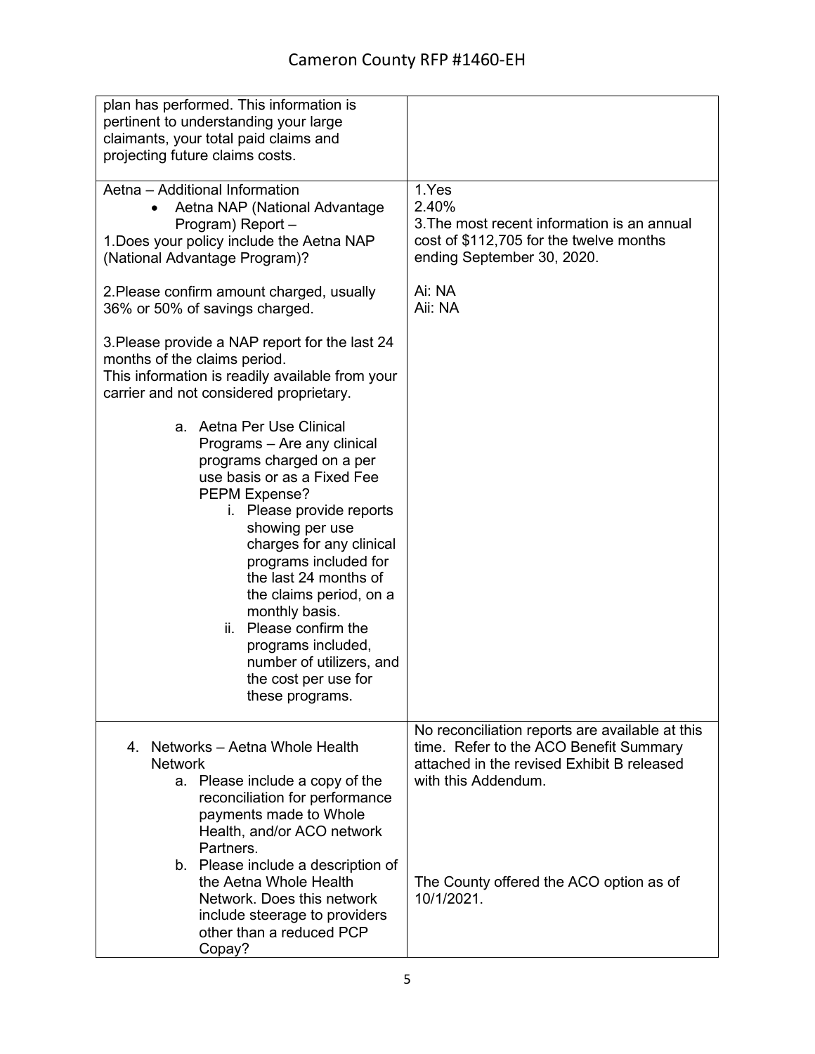| | |
|---|---|
| plan has performed. This information is pertinent to understanding your large claimants, your total paid claims and projecting future claims costs. | |
| Aetna – Additional Information<br>• Aetna NAP (National Advantage Program) Report –<br>1.Does your policy include the Aetna NAP (National Advantage Program)?<br><br>2.Please confirm amount charged, usually 36% or 50% of savings charged.<br><br>3.Please provide a NAP report for the last 24 months of the claims period.<br>This information is readily available from your carrier and not considered proprietary.<br><br>a. Aetna Per Use Clinical Programs – Are any clinical programs charged on a per use basis or as a Fixed Fee PEPM Expense?<br>i. Please provide reports showing per use charges for any clinical programs included for the last 24 months of the claims period, on a monthly basis.<br>ii. Please confirm the programs included, number of utilizers, and the cost per use for these programs. | 1.Yes<br>2.40%<br>3.The most recent information is an annual cost of $112,705 for the twelve months ending September 30, 2020.<br><br>Ai: NA<br>Aii: NA |
| 4. Networks – Aetna Whole Health Network<br>a. Please include a copy of the reconciliation for performance payments made to Whole Health, and/or ACO network Partners.<br>b. Please include a description of the Aetna Whole Health Network. Does this network include steerage to providers other than a reduced PCP Copay? | No reconciliation reports are available at this time. Refer to the ACO Benefit Summary attached in the revised Exhibit B released with this Addendum.<br><br>The County offered the ACO option as of 10/1/2021. |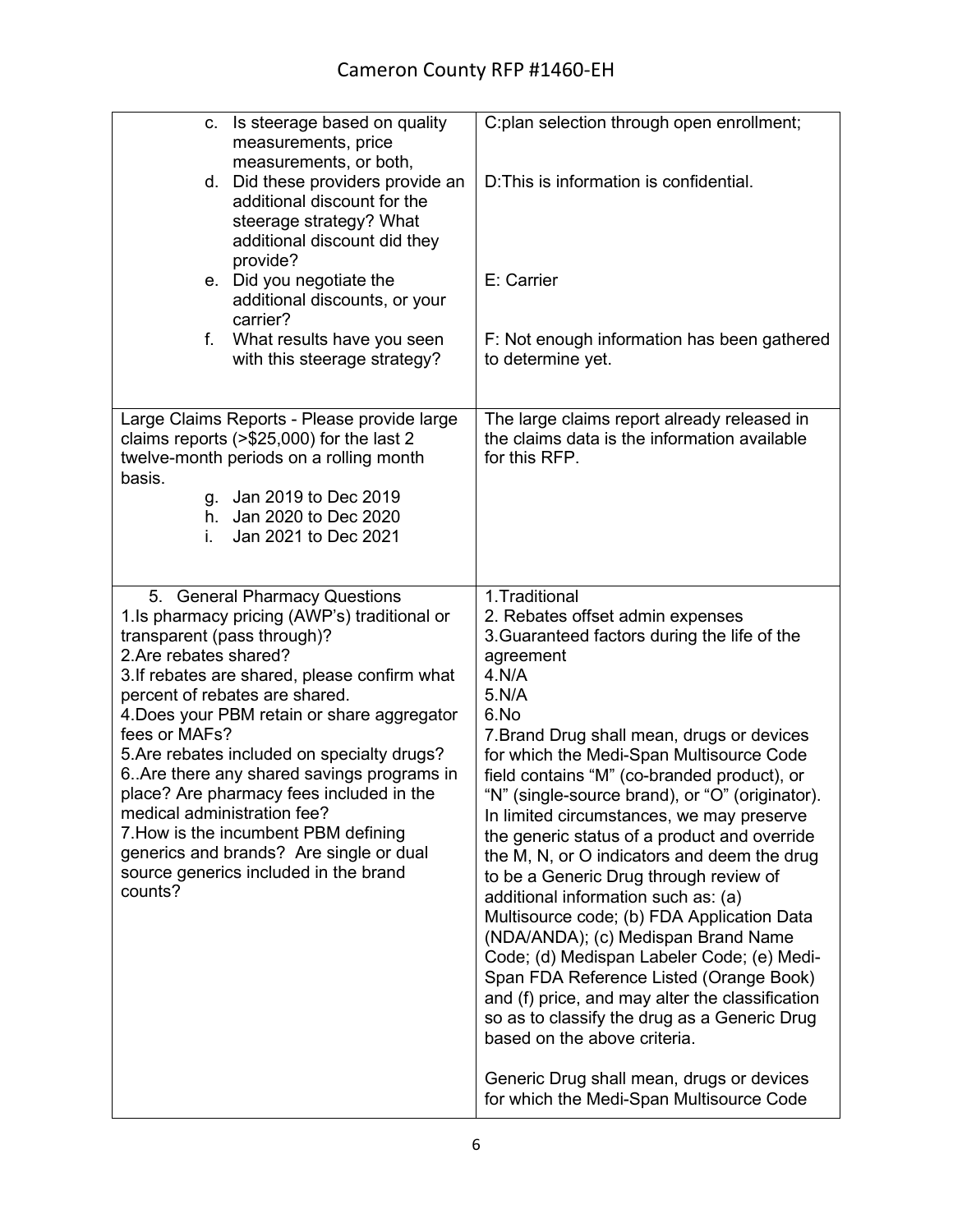| | |
|---|---|
| c. Is steerage based on quality measurements, price measurements, or both,<br>d. Did these providers provide an additional discount for the steerage strategy? What additional discount did they provide?<br>e. Did you negotiate the additional discounts, or your carrier?<br>f. What results have you seen with this steerage strategy? | C:plan selection through open enrollment;<br><br>D:This is information is confidential.<br><br>E: Carrier<br><br>F: Not enough information has been gathered to determine yet. |
| Large Claims Reports - Please provide large claims reports (>$25,000) for the last 2 twelve-month periods on a rolling month basis.<br>g. Jan 2019 to Dec 2019<br>h. Jan 2020 to Dec 2020<br>i. Jan 2021 to Dec 2021 | The large claims report already released in the claims data is the information available for this RFP. |
| 5. General Pharmacy Questions<br>1.Is pharmacy pricing (AWP's) traditional or transparent (pass through)?<br>2.Are rebates shared?<br>3.If rebates are shared, please confirm what percent of rebates are shared.<br>4.Does your PBM retain or share aggregator fees or MAFs?<br>5.Are rebates included on specialty drugs?<br>6..Are there any shared savings programs in place? Are pharmacy fees included in the medical administration fee?<br>7.How is the incumbent PBM defining generics and brands? Are single or dual source generics included in the brand counts? | 1.Traditional<br>2. Rebates offset admin expenses<br>3.Guaranteed factors during the life of the agreement<br>4.N/A<br>5.N/A<br>6.No<br>7.Brand Drug shall mean, drugs or devices for which the Medi-Span Multisource Code field contains "M" (co-branded product), or "N" (single-source brand), or "O" (originator). In limited circumstances, we may preserve the generic status of a product and override the M, N, or O indicators and deem the drug to be a Generic Drug through review of additional information such as: (a) Multisource code; (b) FDA Application Data (NDA/ANDA); (c) Medispan Brand Name Code; (d) Medispan Labeler Code; (e) Medi-Span FDA Reference Listed (Orange Book) and (f) price, and may alter the classification so as to classify the drug as a Generic Drug based on the above criteria.<br><br>Generic Drug shall mean, drugs or devices for which the Medi-Span Multisource Code |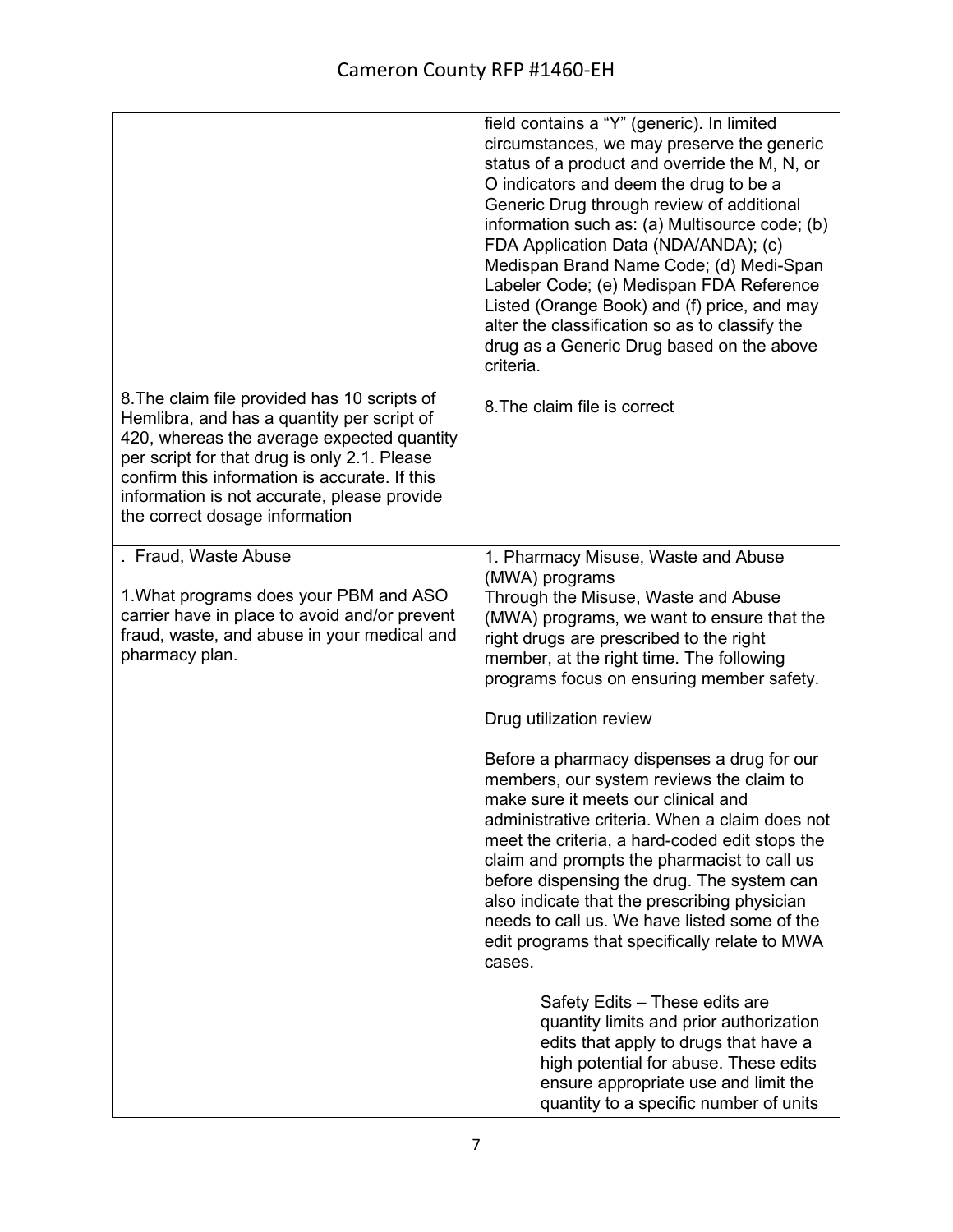| | |
|---|---|
| | field contains a "Y" (generic). In limited circumstances, we may preserve the generic status of a product and override the M, N, or O indicators and deem the drug to be a Generic Drug through review of additional information such as: (a) Multisource code; (b) FDA Application Data (NDA/ANDA); (c) Medispan Brand Name Code; (d) Medi-Span Labeler Code; (e) Medispan FDA Reference Listed (Orange Book) and (f) price, and may alter the classification so as to classify the drug as a Generic Drug based on the above criteria. |
| 8.The claim file provided has 10 scripts of Hemlibra, and has a quantity per script of 420, whereas the average expected quantity per script for that drug is only 2.1. Please confirm this information is accurate. If this information is not accurate, please provide the correct dosage information | 8.The claim file is correct |
| . Fraud, Waste Abuse<br><br>1.What programs does your PBM and ASO carrier have in place to avoid and/or prevent fraud, waste, and abuse in your medical and pharmacy plan. | 1. Pharmacy Misuse, Waste and Abuse (MWA) programs<br>Through the Misuse, Waste and Abuse (MWA) programs, we want to ensure that the right drugs are prescribed to the right member, at the right time. The following programs focus on ensuring member safety.<br><br>Drug utilization review<br><br>Before a pharmacy dispenses a drug for our members, our system reviews the claim to make sure it meets our clinical and administrative criteria. When a claim does not meet the criteria, a hard-coded edit stops the claim and prompts the pharmacist to call us before dispensing the drug. The system can also indicate that the prescribing physician needs to call us. We have listed some of the edit programs that specifically relate to MWA cases.<br><br>Safety Edits – These edits are quantity limits and prior authorization edits that apply to drugs that have a high potential for abuse. These edits ensure appropriate use and limit the quantity to a specific number of units |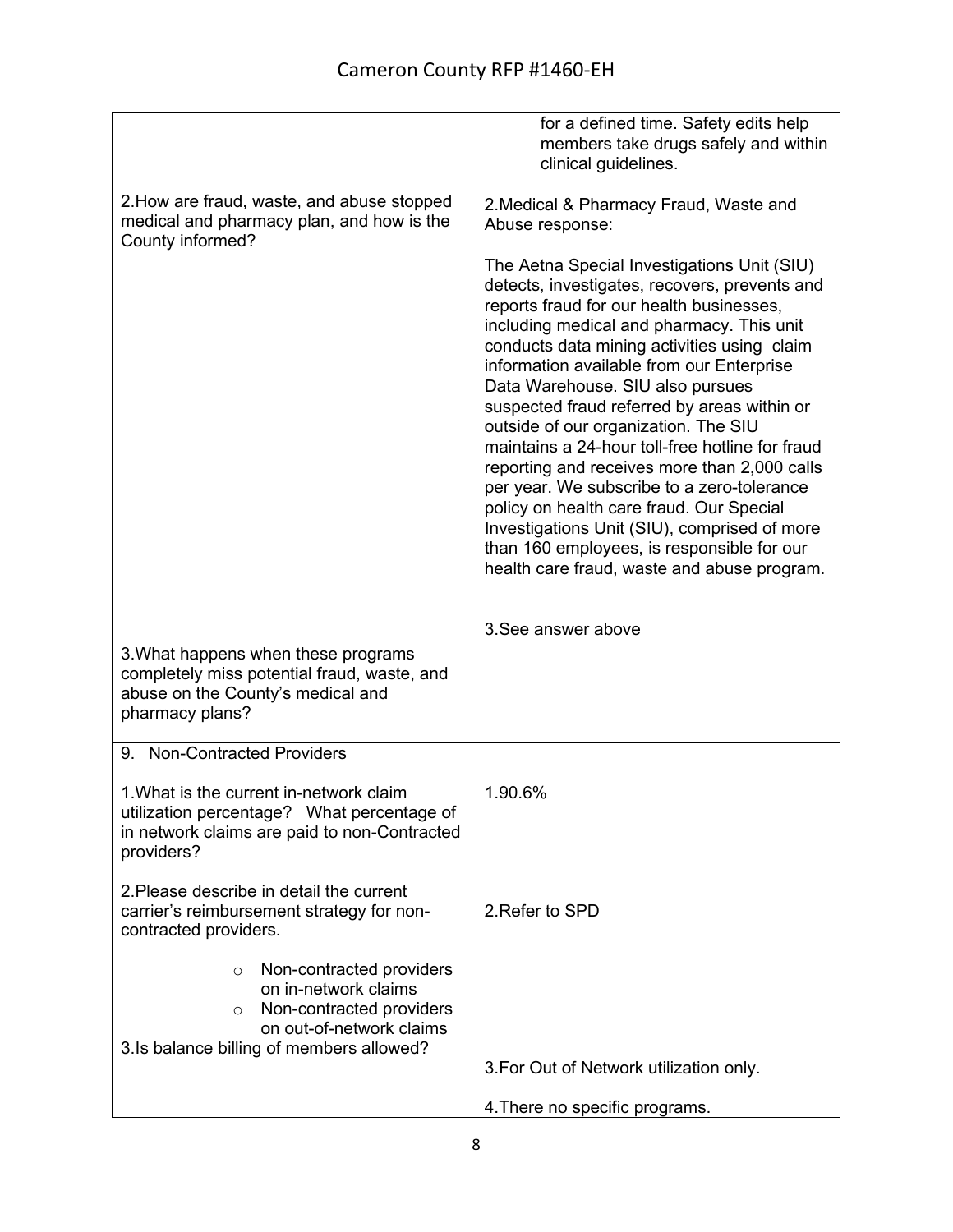| | |
|---|---|
| | for a defined time. Safety edits help members take drugs safely and within clinical guidelines. |
| 2.How are fraud, waste, and abuse stopped medical and pharmacy plan, and how is the County informed? | 2.Medical & Pharmacy Fraud, Waste and Abuse response:<br><br>The Aetna Special Investigations Unit (SIU) detects, investigates, recovers, prevents and reports fraud for our health businesses, including medical and pharmacy. This unit conducts data mining activities using claim information available from our Enterprise Data Warehouse. SIU also pursues suspected fraud referred by areas within or outside of our organization. The SIU maintains a 24-hour toll-free hotline for fraud reporting and receives more than 2,000 calls per year. We subscribe to a zero-tolerance policy on health care fraud. Our Special Investigations Unit (SIU), comprised of more than 160 employees, is responsible for our health care fraud, waste and abuse program. |
| 3.What happens when these programs completely miss potential fraud, waste, and abuse on the County's medical and pharmacy plans? | 3.See answer above |
| 9. Non-Contracted Providers<br><br>1.What is the current in-network claim utilization percentage? What percentage of in network claims are paid to non-Contracted providers?<br><br>2.Please describe in detail the current carrier's reimbursement strategy for non-contracted providers.<br><br>- Non-contracted providers on in-network claims<br>- Non-contracted providers on out-of-network claims<br><br>3.Is balance billing of members allowed? | 1.90.6%<br><br>2.Refer to SPD<br><br>3.For Out of Network utilization only.<br><br>4.There no specific programs. |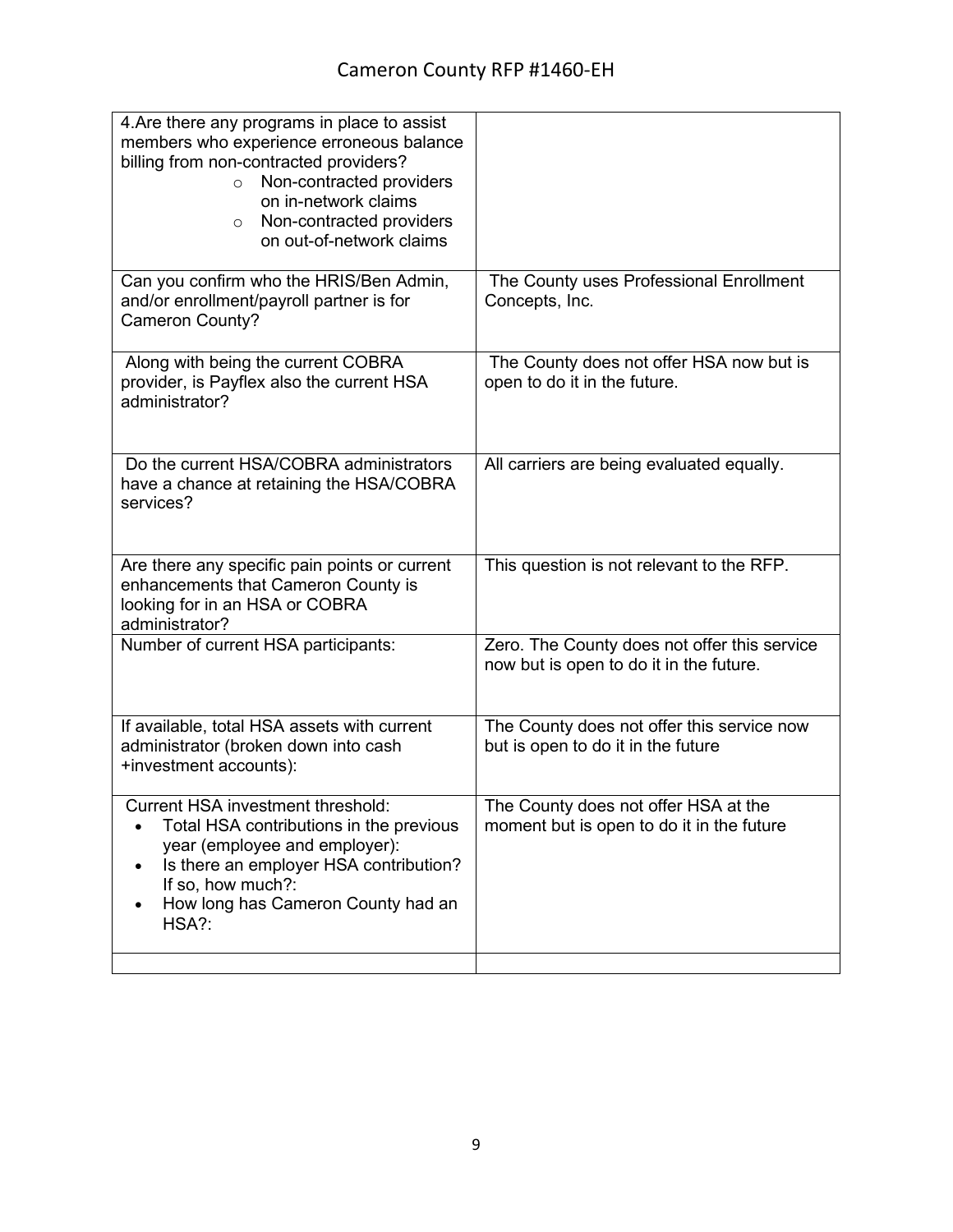| | |
|---|---|
| 4.Are there any programs in place to assist members who experience erroneous balance billing from non-contracted providers?<br>o Non-contracted providers on in-network claims<br>o Non-contracted providers on out-of-network claims | |
| Can you confirm who the HRIS/Ben Admin, and/or enrollment/payroll partner is for Cameron County? | The County uses Professional Enrollment Concepts, Inc. |
| Along with being the current COBRA provider, is Payflex also the current HSA administrator? | The County does not offer HSA now but is open to do it in the future. |
| Do the current HSA/COBRA administrators have a chance at retaining the HSA/COBRA services? | All carriers are being evaluated equally. |
| Are there any specific pain points or current enhancements that Cameron County is looking for in an HSA or COBRA administrator? | This question is not relevant to the RFP. |
| Number of current HSA participants: | Zero. The County does not offer this service now but is open to do it in the future. |
| If available, total HSA assets with current administrator (broken down into cash +investment accounts): | The County does not offer this service now but is open to do it in the future |
| Current HSA investment threshold:<br>• Total HSA contributions in the previous year (employee and employer):<br>• Is there an employer HSA contribution? If so, how much?:<br>• How long has Cameron County had an HSA?: | The County does not offer HSA at the moment but is open to do it in the future |
| | |